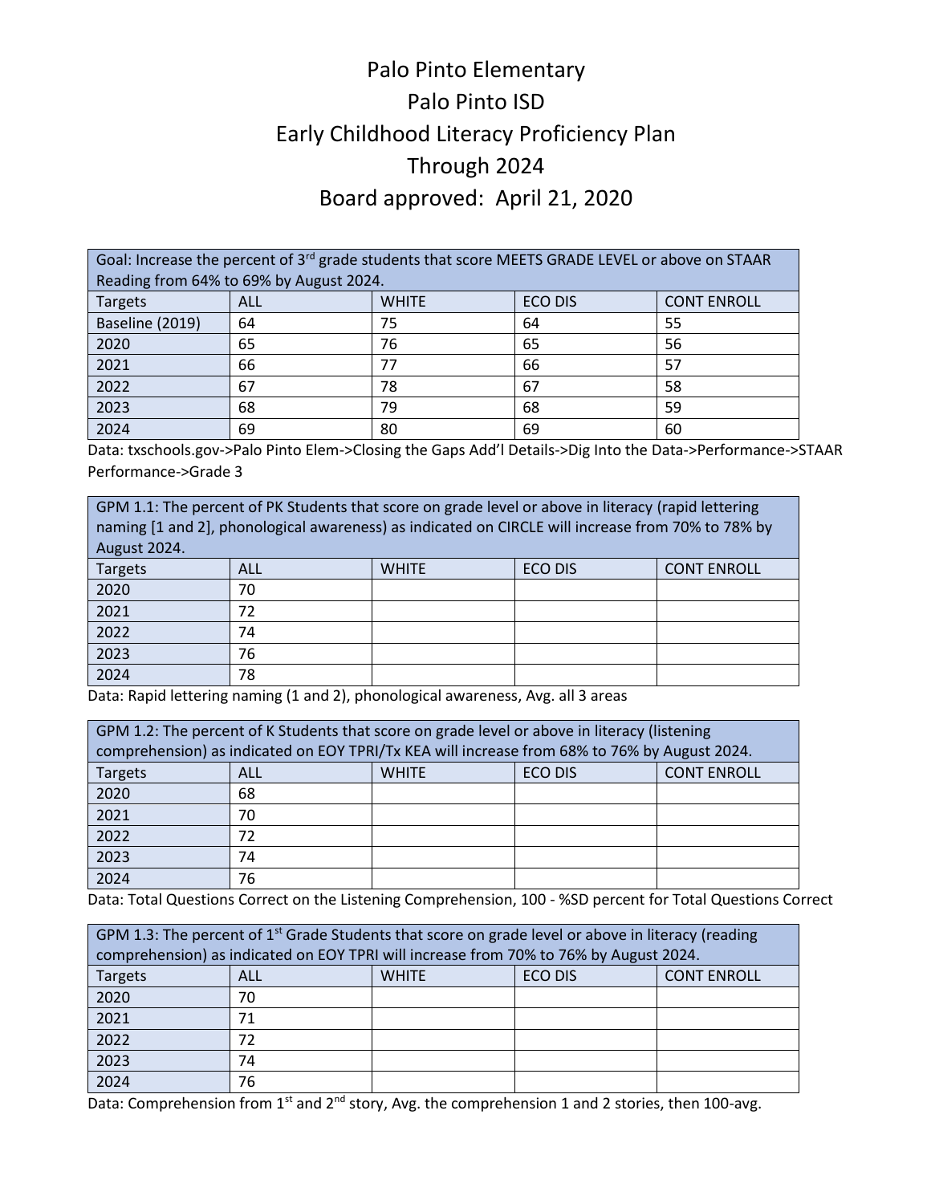# Palo Pinto Elementary

# Palo Pinto ISD

# Early Childhood Literacy Proficiency Plan

# Through 2024

# Board approved: April 21, 2020

| Goal: Increase the percent of 3rd grade students that score MEETS GRADE LEVEL or above on STAAR Reading from 64% to 69% by August 2024. | | | | |
|---|---|---|---|---|
| Targets | ALL | WHITE | ECO DIS | CONT ENROLL |
| Baseline (2019) | 64 | 75 | 64 | 55 |
| 2020 | 65 | 76 | 65 | 56 |
| 2021 | 66 | 77 | 66 | 57 |
| 2022 | 67 | 78 | 67 | 58 |
| 2023 | 68 | 79 | 68 | 59 |
| 2024 | 69 | 80 | 69 | 60 |

Data: txschools.gov->Palo Pinto Elem->Closing the Gaps Add'l Details->Dig Into the Data->Performance->STAAR Performance->Grade 3

| GPM 1.1: The percent of PK Students that score on grade level or above in literacy (rapid lettering naming [1 and 2], phonological awareness) as indicated on CIRCLE will increase from 70% to 78% by August 2024. | | | | |
|---|---|---|---|---|
| Targets | ALL | WHITE | ECO DIS | CONT ENROLL |
| 2020 | 70 | | | |
| 2021 | 72 | | | |
| 2022 | 74 | | | |
| 2023 | 76 | | | |
| 2024 | 78 | | | |

Data: Rapid lettering naming (1 and 2), phonological awareness, Avg. all 3 areas

| GPM 1.2: The percent of K Students that score on grade level or above in literacy (listening comprehension) as indicated on EOY TPRI/Tx KEA will increase from 68% to 76% by August 2024. | | | | |
|---|---|---|---|---|
| Targets | ALL | WHITE | ECO DIS | CONT ENROLL |
| 2020 | 68 | | | |
| 2021 | 70 | | | |
| 2022 | 72 | | | |
| 2023 | 74 | | | |
| 2024 | 76 | | | |

Data: Total Questions Correct on the Listening Comprehension, 100 - %SD percent for Total Questions Correct

| GPM 1.3: The percent of 1st Grade Students that score on grade level or above in literacy (reading comprehension) as indicated on EOY TPRI will increase from 70% to 76% by August 2024. | | | | |
|---|---|---|---|---|
| Targets | ALL | WHITE | ECO DIS | CONT ENROLL |
| 2020 | 70 | | | |
| 2021 | 71 | | | |
| 2022 | 72 | | | |
| 2023 | 74 | | | |
| 2024 | 76 | | | |

Data: Comprehension from 1st and 2nd story, Avg. the comprehension 1 and 2 stories, then 100-avg.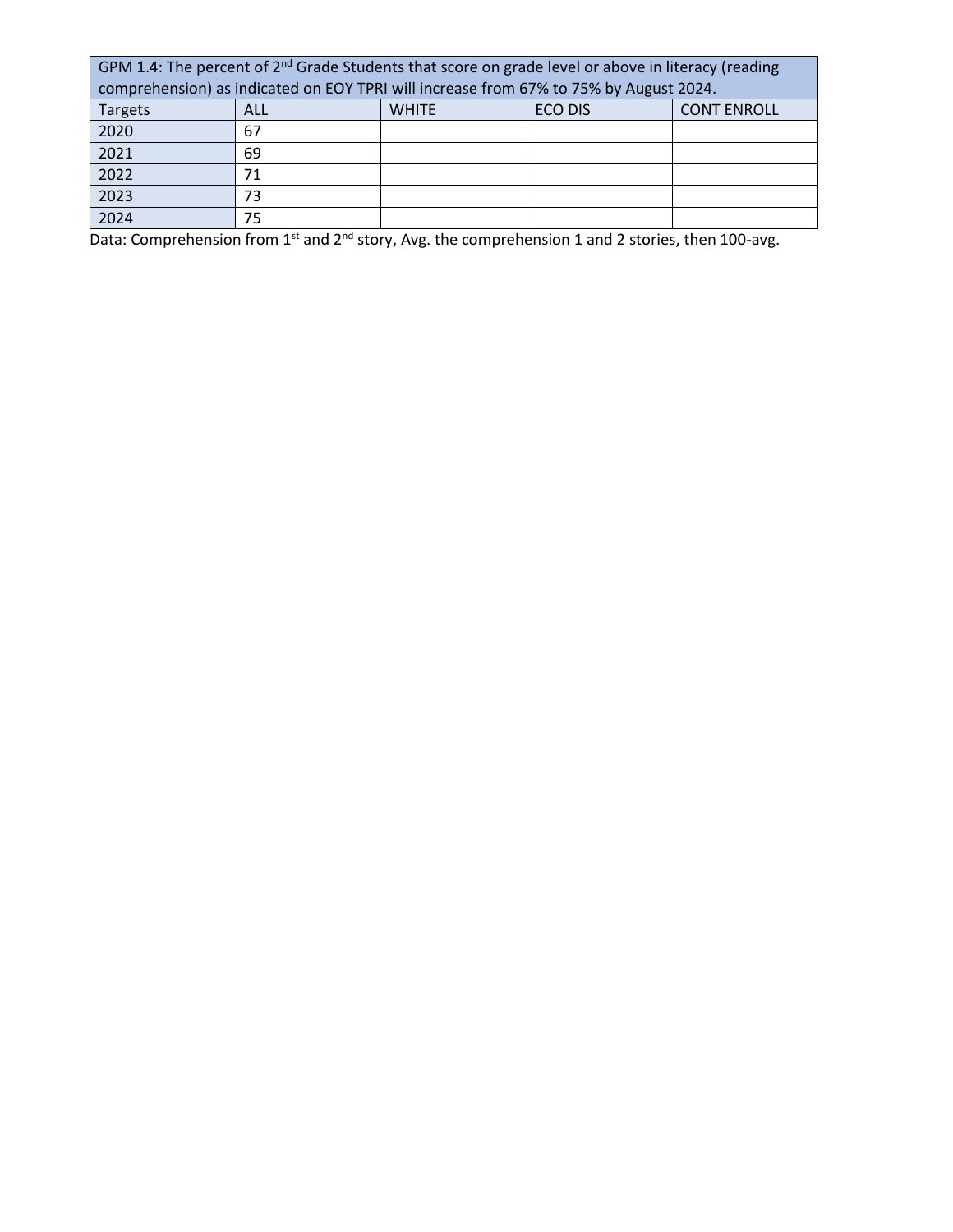| GPM 1.4: The percent of 2nd Grade Students that score on grade level or above in literacy (reading comprehension) as indicated on EOY TPRI will increase from 67% to 75% by August 2024. | | | | |
|---|---|---|---|---|
| Targets | ALL | WHITE | ECO DIS | CONT ENROLL |
| 2020 | 67 | | | |
| 2021 | 69 | | | |
| 2022 | 71 | | | |
| 2023 | 73 | | | |
| 2024 | 75 | | | |

Data: Comprehension from 1st and 2nd story, Avg. the comprehension 1 and 2 stories, then 100-avg.